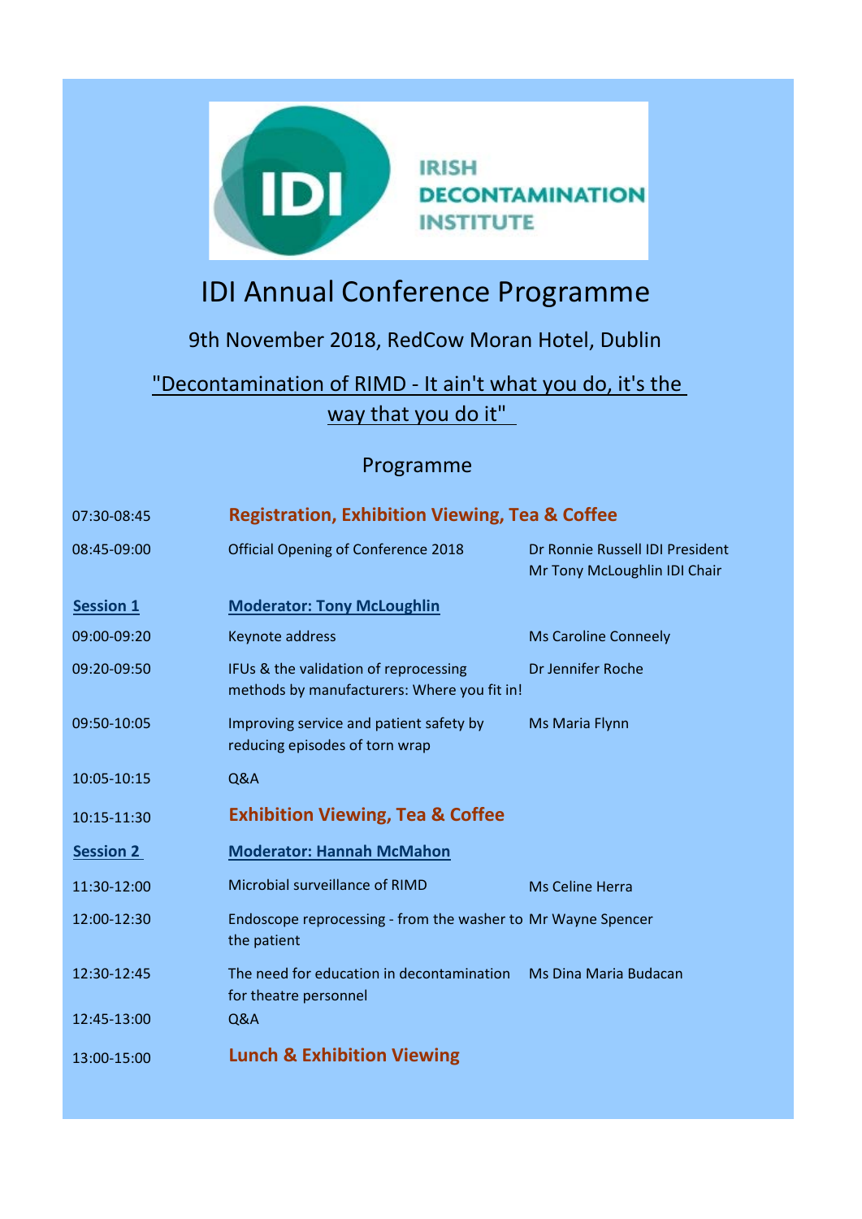IRISH DECONTAMINATION INSTITUTE

# IDI Annual Conference Programme

9th November 2018, RedCow Moran Hotel, Dublin

"Decontamination of RIMD - It ain't what you do, it's the way that you do it"

## Programme

| | | |
|---|---|---|
| 07:30-08:45 | **Registration, Exhibition Viewing, Tea & Coffee** | |
| 08:45-09:00 | Official Opening of Conference 2018 | Dr Ronnie Russell IDI President<br>Mr Tony McLoughlin IDI Chair |
| **Session 1** | **Moderator: Tony McLoughlin** | |
| 09:00-09:20 | Keynote address | Ms Caroline Conneely |
| 09:20-09:50 | IFUs & the validation of reprocessing methods by manufacturers: Where you fit in! | Dr Jennifer Roche |
| 09:50-10:05 | Improving service and patient safety by reducing episodes of torn wrap | Ms Maria Flynn |
| 10:05-10:15 | Q&A | |
| 10:15-11:30 | **Exhibition Viewing, Tea & Coffee** | |
| **Session 2** | **Moderator: Hannah McMahon** | |
| 11:30-12:00 | Microbial surveillance of RIMD | Ms Celine Herra |
| 12:00-12:30 | Endoscope reprocessing - from the washer to the patient | Mr Wayne Spencer |
| 12:30-12:45 | The need for education in decontamination for theatre personnel | Ms Dina Maria Budacan |
| 12:45-13:00 | Q&A | |
| 13:00-15:00 | **Lunch & Exhibition Viewing** | |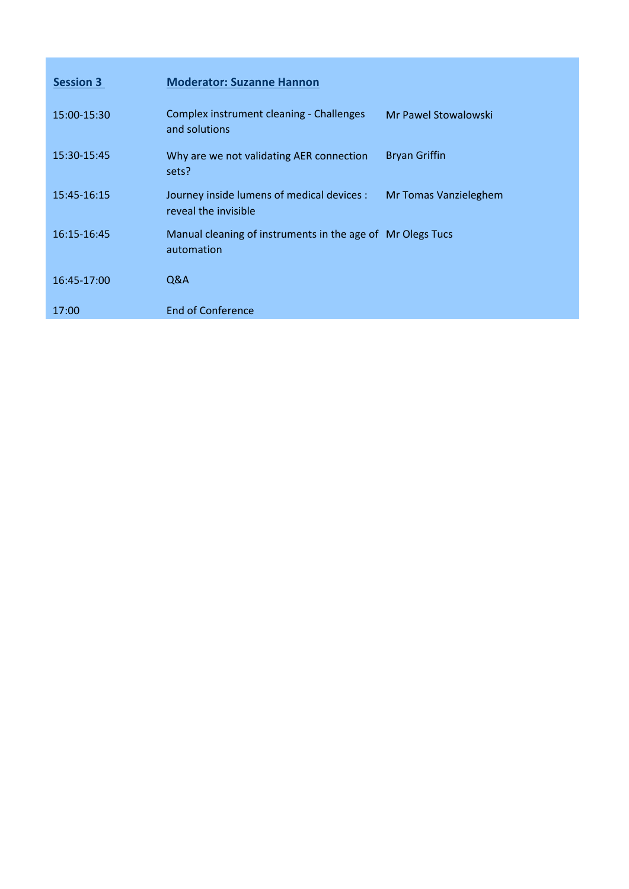| **Session 3** | **Moderator: Suzanne Hannon** | |
|---|---|---|
| 15:00-15:30 | Complex instrument cleaning - Challenges and solutions | Mr Pawel Stowalowski |
| 15:30-15:45 | Why are we not validating AER connection sets? | Bryan Griffin |
| 15:45-16:15 | Journey inside lumens of medical devices : reveal the invisible | Mr Tomas Vanzieleghem |
| 16:15-16:45 | Manual cleaning of instruments in the age of automation | Mr Olegs Tucs |
| 16:45-17:00 | Q&A | |
| 17:00 | End of Conference | |